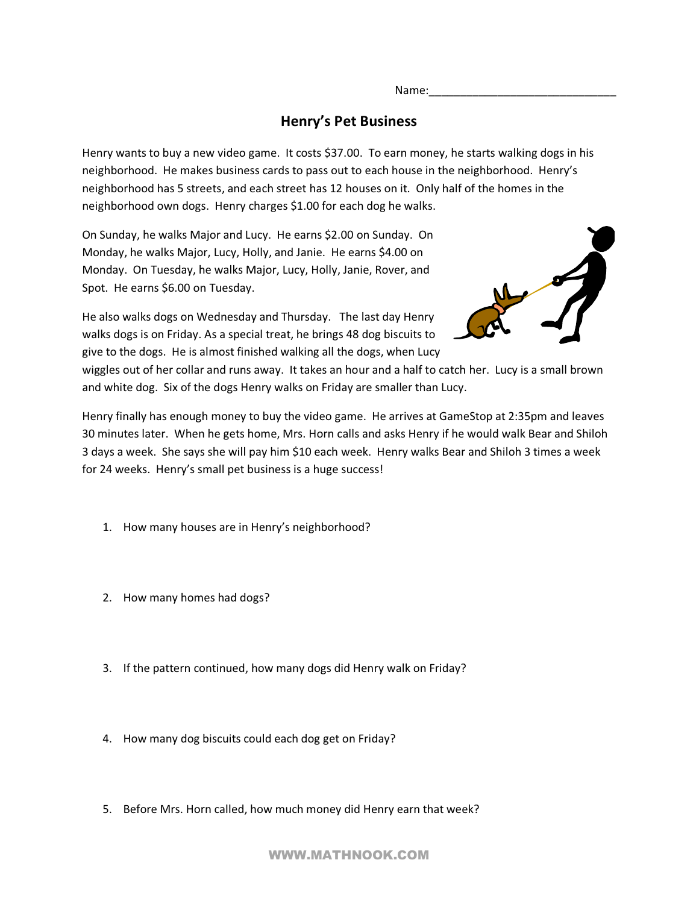Name:______________________________

# Henry's Pet Business

Henry wants to buy a new video game. It costs $37.00. To earn money, he starts walking dogs in his neighborhood. He makes business cards to pass out to each house in the neighborhood. Henry's neighborhood has 5 streets, and each street has 12 houses on it. Only half of the homes in the neighborhood own dogs. Henry charges $1.00 for each dog he walks.

On Sunday, he walks Major and Lucy. He earns $2.00 on Sunday. On Monday, he walks Major, Lucy, Holly, and Janie. He earns $4.00 on Monday. On Tuesday, he walks Major, Lucy, Holly, Janie, Rover, and Spot. He earns $6.00 on Tuesday.

He also walks dogs on Wednesday and Thursday. The last day Henry walks dogs is on Friday. As a special treat, he brings 48 dog biscuits to give to the dogs. He is almost finished walking all the dogs, when Lucy wiggles out of her collar and runs away. It takes an hour and a half to catch her. Lucy is a small brown and white dog. Six of the dogs Henry walks on Friday are smaller than Lucy.

Henry finally has enough money to buy the video game. He arrives at GameStop at 2:35pm and leaves 30 minutes later. When he gets home, Mrs. Horn calls and asks Henry if he would walk Bear and Shiloh 3 days a week. She says she will pay him $10 each week. Henry walks Bear and Shiloh 3 times a week for 24 weeks. Henry's small pet business is a huge success!

1. How many houses are in Henry's neighborhood?

2. How many homes had dogs?

3. If the pattern continued, how many dogs did Henry walk on Friday?

4. How many dog biscuits could each dog get on Friday?

5. Before Mrs. Horn called, how much money did Henry earn that week?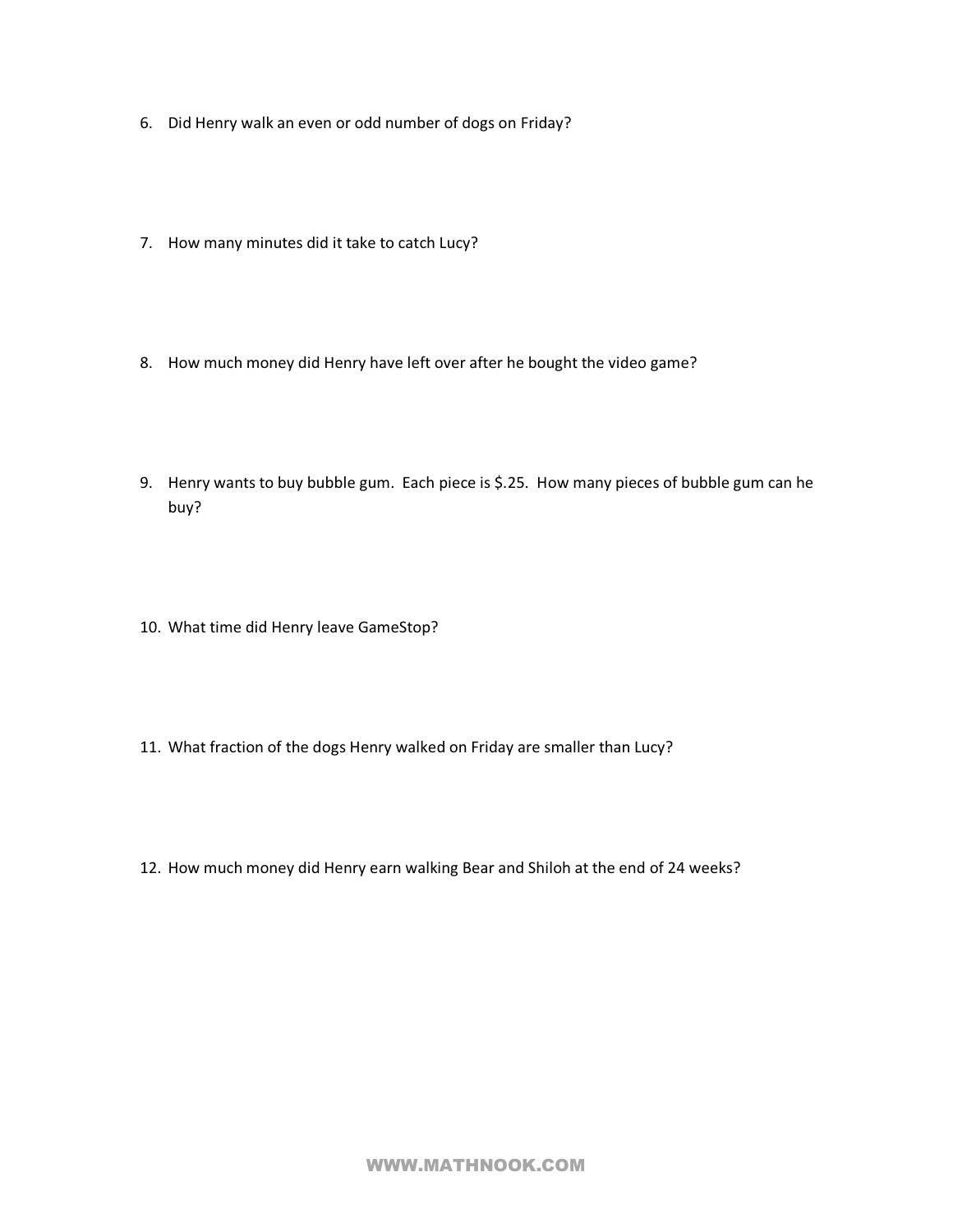6. Did Henry walk an even or odd number of dogs on Friday?

7. How many minutes did it take to catch Lucy?

8. How much money did Henry have left over after he bought the video game?

9. Henry wants to buy bubble gum. Each piece is $.25. How many pieces of bubble gum can he buy?

10. What time did Henry leave GameStop?

11. What fraction of the dogs Henry walked on Friday are smaller than Lucy?

12. How much money did Henry earn walking Bear and Shiloh at the end of 24 weeks?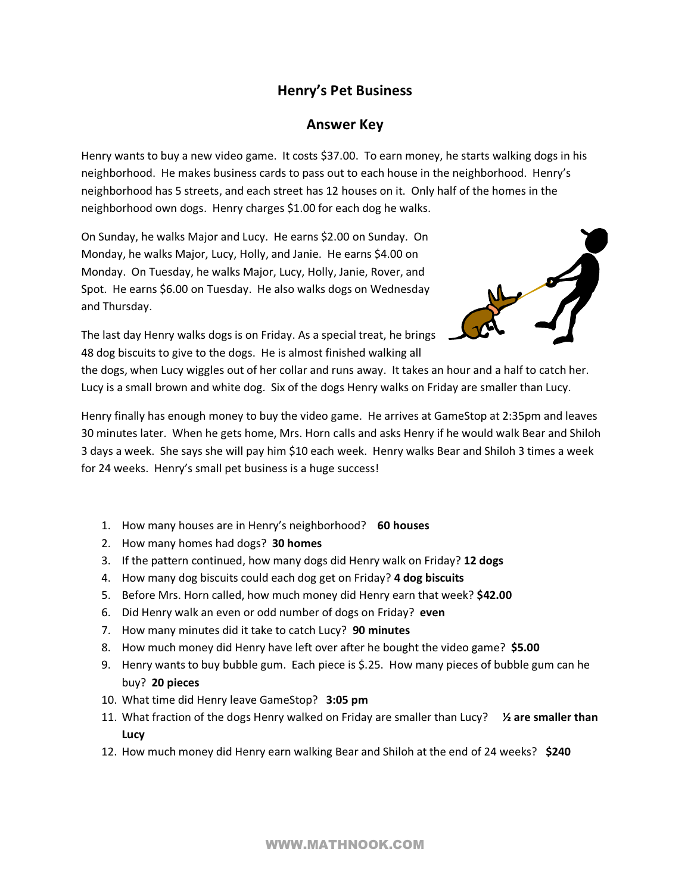## Henry's Pet Business

## Answer Key

Henry wants to buy a new video game. It costs $37.00. To earn money, he starts walking dogs in his neighborhood. He makes business cards to pass out to each house in the neighborhood. Henry's neighborhood has 5 streets, and each street has 12 houses on it. Only half of the homes in the neighborhood own dogs. Henry charges $1.00 for each dog he walks.

On Sunday, he walks Major and Lucy. He earns $2.00 on Sunday. On Monday, he walks Major, Lucy, Holly, and Janie. He earns $4.00 on Monday. On Tuesday, he walks Major, Lucy, Holly, Janie, Rover, and Spot. He earns $6.00 on Tuesday. He also walks dogs on Wednesday and Thursday.

The last day Henry walks dogs is on Friday. As a special treat, he brings 48 dog biscuits to give to the dogs. He is almost finished walking all the dogs, when Lucy wiggles out of her collar and runs away. It takes an hour and a half to catch her. Lucy is a small brown and white dog. Six of the dogs Henry walks on Friday are smaller than Lucy.

Henry finally has enough money to buy the video game. He arrives at GameStop at 2:35pm and leaves 30 minutes later. When he gets home, Mrs. Horn calls and asks Henry if he would walk Bear and Shiloh 3 days a week. She says she will pay him $10 each week. Henry walks Bear and Shiloh 3 times a week for 24 weeks. Henry's small pet business is a huge success!

1. How many houses are in Henry's neighborhood? **60 houses**
2. How many homes had dogs? **30 homes**
3. If the pattern continued, how many dogs did Henry walk on Friday? **12 dogs**
4. How many dog biscuits could each dog get on Friday? **4 dog biscuits**
5. Before Mrs. Horn called, how much money did Henry earn that week? **$42.00**
6. Did Henry walk an even or odd number of dogs on Friday? **even**
7. How many minutes did it take to catch Lucy? **90 minutes**
8. How much money did Henry have left over after he bought the video game? **$5.00**
9. Henry wants to buy bubble gum. Each piece is $.25. How many pieces of bubble gum can he buy? **20 pieces**
10. What time did Henry leave GameStop? **3:05 pm**
11. What fraction of the dogs Henry walked on Friday are smaller than Lucy? **½ are smaller than Lucy**
12. How much money did Henry earn walking Bear and Shiloh at the end of 24 weeks? **$240**